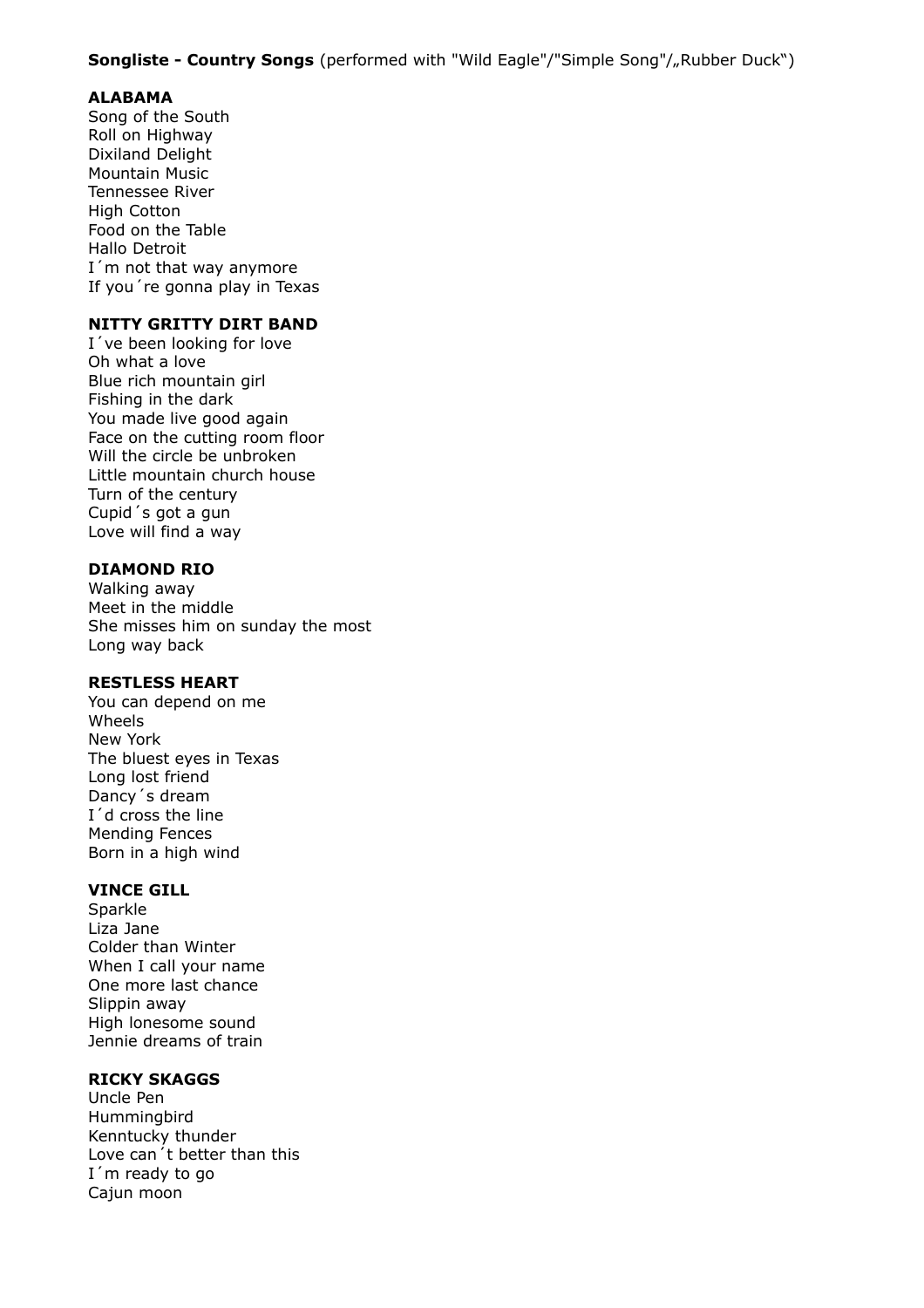**Songliste - Country Songs** (performed with "Wild Eagle"/"Simple Song"/„Rubber Duck")

**ALABAMA**
Song of the South
Roll on Highway
Dixiland Delight
Mountain Music
Tennessee River
High Cotton
Food on the Table
Hallo Detroit
I´m not that way anymore
If you´re gonna play in Texas

**NITTY GRITTY DIRT BAND**
I´ve been looking for love
Oh what a love
Blue rich mountain girl
Fishing in the dark
You made live good again
Face on the cutting room floor
Will the circle be unbroken
Little mountain church house
Turn of the century
Cupid´s got a gun
Love will find a way

**DIAMOND RIO**
Walking away
Meet in the middle
She misses him on sunday the most
Long way back

**RESTLESS HEART**
You can depend on me
Wheels
New York
The bluest eyes in Texas
Long lost friend
Dancy´s dream
I´d cross the line
Mending Fences
Born in a high wind

**VINCE GILL**
Sparkle
Liza Jane
Colder than Winter
When I call your name
One more last chance
Slippin away
High lonesome sound
Jennie dreams of train

**RICKY SKAGGS**
Uncle Pen
Hummingbird
Kenntucky thunder
Love can´t better than this
I´m ready to go
Cajun moon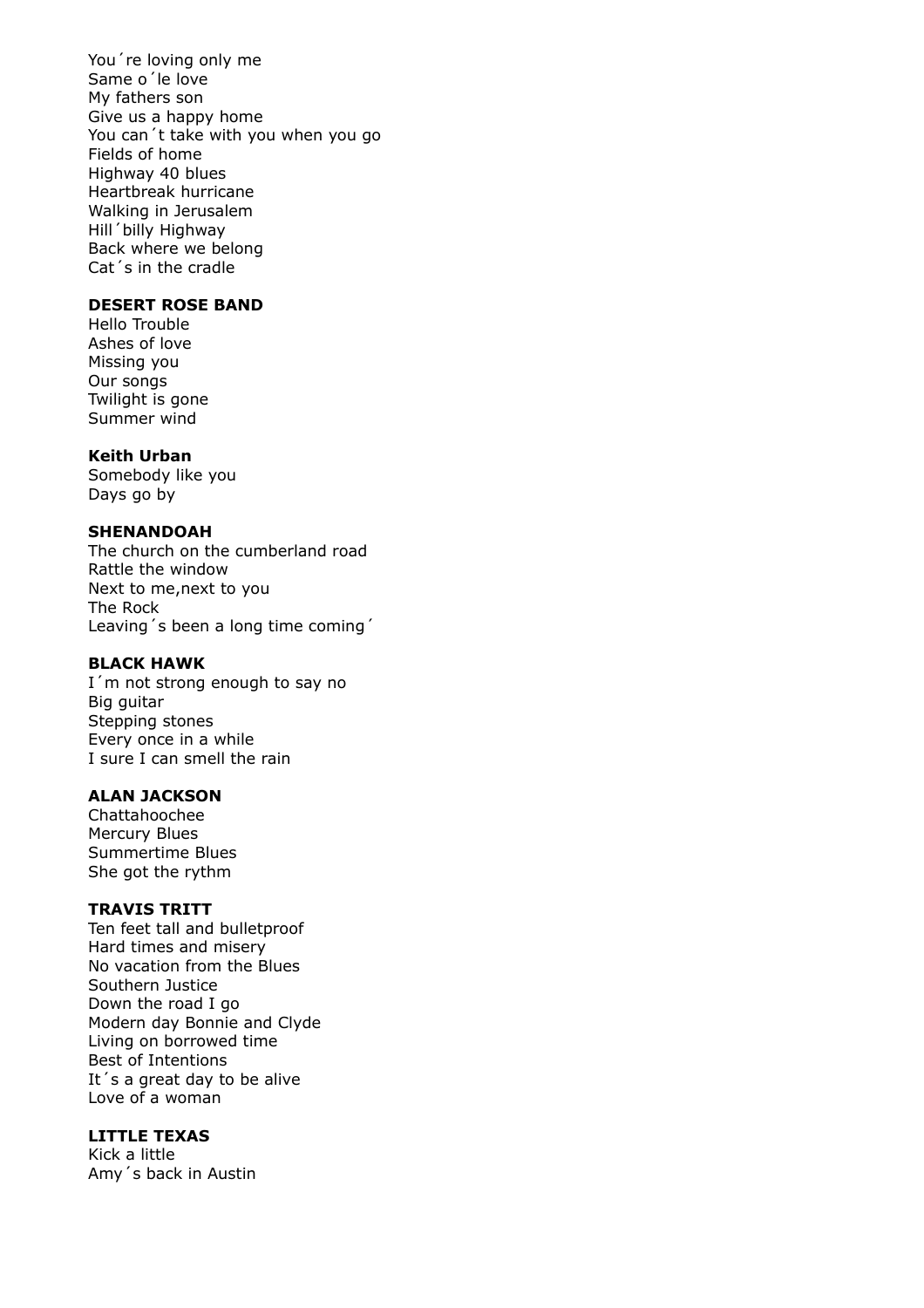You´re loving only me
Same o´le love
My fathers son
Give us a happy home
You can´t take with you when you go
Fields of home
Highway 40 blues
Heartbreak hurricane
Walking in Jerusalem
Hill´billy Highway
Back where we belong
Cat´s in the cradle

**DESERT ROSE BAND**
Hello Trouble
Ashes of love
Missing you
Our songs
Twilight is gone
Summer wind

**Keith Urban**
Somebody like you
Days go by

**SHENANDOAH**
The church on the cumberland road
Rattle the window
Next to me,next to you
The Rock
Leaving´s been a long time coming´

**BLACK HAWK**
I´m not strong enough to say no
Big guitar
Stepping stones
Every once in a while
I sure I can smell the rain

**ALAN JACKSON**
Chattahoochee
Mercury Blues
Summertime Blues
She got the rythm

**TRAVIS TRITT**
Ten feet tall and bulletproof
Hard times and misery
No vacation from the Blues
Southern Justice
Down the road I go
Modern day Bonnie and Clyde
Living on borrowed time
Best of Intentions
It´s a great day to be alive
Love of a woman

**LITTLE TEXAS**
Kick a little
Amy´s back in Austin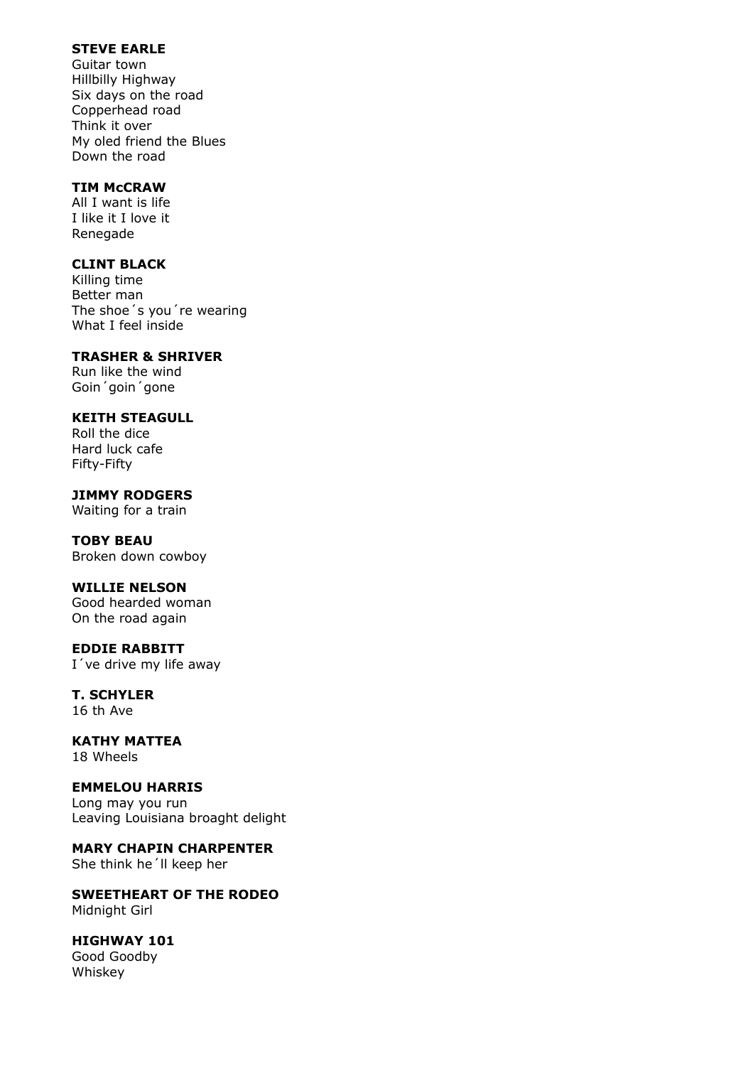**STEVE EARLE**
Guitar town
Hillbilly Highway
Six days on the road
Copperhead road
Think it over
My oled friend the Blues
Down the road

**TIM McCRAW**
All I want is life
I like it I love it
Renegade

**CLINT BLACK**
Killing time
Better man
The shoe´s you´re wearing
What I feel inside

**TRASHER & SHRIVER**
Run like the wind
Goin´goin´gone

**KEITH STEAGULL**
Roll the dice
Hard luck cafe
Fifty-Fifty

**JIMMY RODGERS**
Waiting for a train

**TOBY BEAU**
Broken down cowboy

**WILLIE NELSON**
Good hearded woman
On the road again

**EDDIE RABBITT**
I´ve drive my life away

**T. SCHYLER**
16 th Ave

**KATHY MATTEA**
18 Wheels

**EMMELOU HARRIS**
Long may you run
Leaving Louisiana broaght delight

**MARY CHAPIN CHARPENTER**
She think he´ll keep her

**SWEETHEART OF THE RODEO**
Midnight Girl

**HIGHWAY 101**
Good Goodby
Whiskey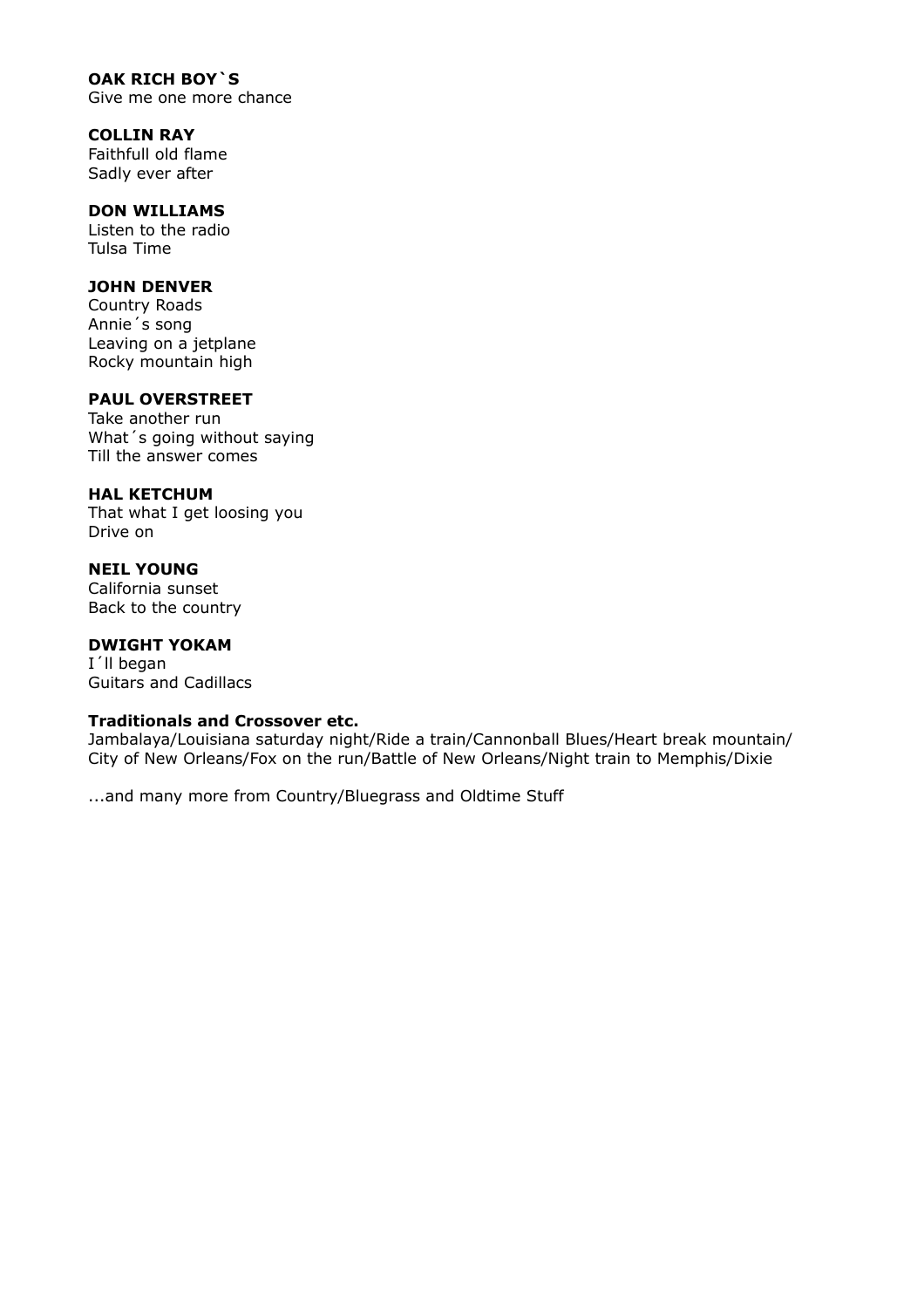**OAK RICH BOY`S**
Give me one more chance

**COLLIN RAY**
Faithfull old flame
Sadly ever after

**DON WILLIAMS**
Listen to the radio
Tulsa Time

**JOHN DENVER**
Country Roads
Annie´s song
Leaving on a jetplane
Rocky mountain high

**PAUL OVERSTREET**
Take another run
What´s going without saying
Till the answer comes

**HAL KETCHUM**
That what I get loosing you
Drive on

**NEIL YOUNG**
California sunset
Back to the country

**DWIGHT YOKAM**
I´ll began
Guitars and Cadillacs

**Traditionals and Crossover etc.**
Jambalaya/Louisiana saturday night/Ride a train/Cannonball Blues/Heart break mountain/City of New Orleans/Fox on the run/Battle of New Orleans/Night train to Memphis/Dixie

...and many more from Country/Bluegrass and Oldtime Stuff